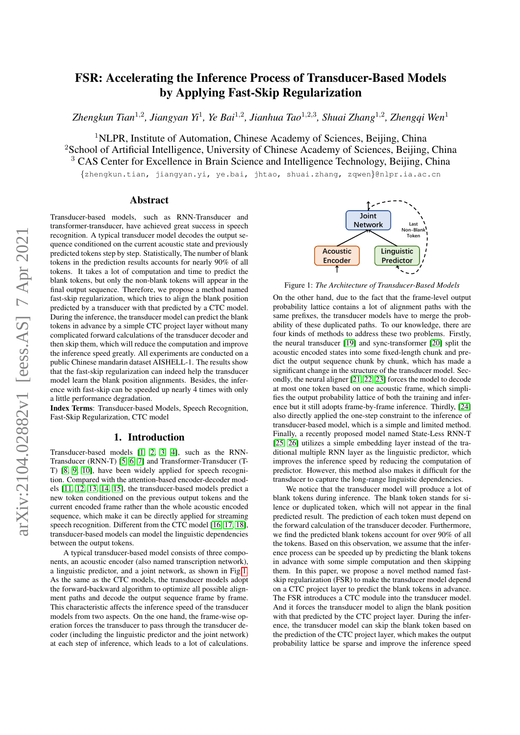# FSR: Accelerating the Inference Process of Transducer-Based Models by Applying Fast-Skip Regularization

*Zhengkun Tian*[1,2], *Jiangyan Yi*[1], *Ye Bai*[1,2], *Jianhua Tao*[1,2,3], *Shuai Zhang*[1,2], *Zhengqi Wen*[1]

[1]NLPR, Institute of Automation, Chinese Academy of Sciences, Beijing, China
[2]School of Artificial Intelligence, University of Chinese Academy of Sciences, Beijing, China
[3] CAS Center for Excellence in Brain Science and Intelligence Technology, Beijing, China

{zhengkun.tian, jiangyan.yi, ye.bai, jhtao, shuai.zhang, zqwen}@nlpr.ia.ac.cn

## Abstract

Transducer-based models, such as RNN-Transducer and transformer-transducer, have achieved great success in speech recognition. A typical transducer model decodes the output sequence conditioned on the current acoustic state and previously predicted tokens step by step. Statistically, The number of blank tokens in the prediction results accounts for nearly 90% of all tokens. It takes a lot of computation and time to predict the blank tokens, but only the non-blank tokens will appear in the final output sequence. Therefore, we propose a method named fast-skip regularization, which tries to align the blank position predicted by a transducer with that predicted by a CTC model. During the inference, the transducer model can predict the blank tokens in advance by a simple CTC project layer without many complicated forward calculations of the transducer decoder and then skip them, which will reduce the computation and improve the inference speed greatly. All experiments are conducted on a public Chinese mandarin dataset AISHELL-1. The results show that the fast-skip regularization can indeed help the transducer model learn the blank position alignments. Besides, the inference with fast-skip can be speeded up nearly 4 times with only a little performance degradation.

**Index Terms**: Transducer-based Models, Speech Recognition, Fast-Skip Regularization, CTC model

## 1. Introduction

Transducer-based models [1, 2, 3, 4], such as the RNN-Transducer (RNN-T) [5, 6, 7] and Transformer-Transducer (T-T) [8, 9, 10], have been widely applied for speech recognition. Compared with the attention-based encoder-decoder models [11, 12, 13, 14, 15], the transducer-based models predict a new token conditioned on the previous output tokens and the current encoded frame rather than the whole acoustic encoded sequence, which make it can be directly applied for streaming speech recognition. Different from the CTC model [16, 17, 18], transducer-based models can model the linguistic dependencies between the output tokens.

A typical transducer-based model consists of three components, an acoustic encoder (also named transcription network), a linguistic predictor, and a joint network, as shown in Fig 1. As the same as the CTC models, the transducer models adopt the forward-backward algorithm to optimize all possible alignment paths and decode the output sequence frame by frame. This characteristic affects the inference speed of the transducer models from two aspects. On the one hand, the frame-wise operation forces the transducer to pass through the transducer decoder (including the linguistic predictor and the joint network) at each step of inference, which leads to a lot of calculations.

Figure 1: *The Architecture of Transducer-Based Models*

On the other hand, due to the fact that the frame-level output probability lattice contains a lot of alignment paths with the same prefixes, the transducer models have to merge the probability of these duplicated paths. To our knowledge, there are four kinds of methods to address these two problems. Firstly, the neural transducer [19] and sync-transformer [20] split the acoustic encoded states into some fixed-length chunk and predict the output sequence chunk by chunk, which has made a significant change in the structure of the transducer model. Secondly, the neural aligner [21, 22, 23] forces the model to decode at most one token based on one acoustic frame, which simplifies the output probability lattice of both the training and inference but it still adopts frame-by-frame inference. Thirdly, [24] also directly applied the one-step constraint to the inference of transducer-based model, which is a simple and limited method. Finally, a recently proposed model named State-Less RNN-T [25, 26] utilizes a simple embedding layer instead of the traditional multiple RNN layer as the linguistic predictor, which improves the inference speed by reducing the computation of predictor. However, this method also makes it difficult for the transducer to capture the long-range linguistic dependencies.

We notice that the transducer model will produce a lot of blank tokens during inference. The blank token stands for silence or duplicated token, which will not appear in the final predicted result. The prediction of each token must depend on the forward calculation of the transducer decoder. Furthermore, we find the predicted blank tokens account for over 90% of all the tokens. Based on this observation, we assume that the inference process can be speeded up by predicting the blank tokens in advance with some simple computation and then skipping them. In this paper, we propose a novel method named fast-skip regularization (FSR) to make the transducer model depend on a CTC project layer to predict the blank tokens in advance. The FSR introduces a CTC module into the transducer model. And it forces the transducer model to align the blank position with that predicted by the CTC project layer. During the inference, the transducer model can skip the blank token based on the prediction of the CTC project layer, which makes the output probability lattice be sparse and improve the inference speed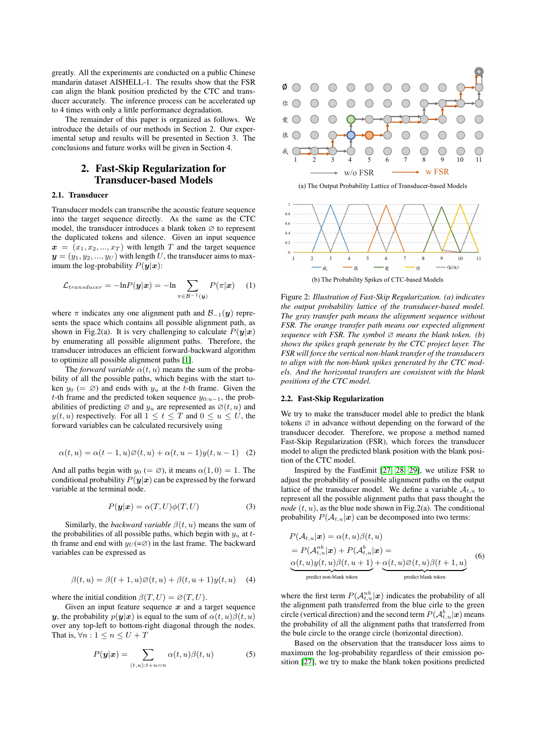greatly. All the experiments are conducted on a public Chinese mandarin dataset AISHELL-1. The results show that the FSR can align the blank position predicted by the CTC and transducer accurately. The inference process can be accelerated up to 4 times with only a little performance degradation.

The remainder of this paper is organized as follows. We introduce the details of our methods in Section 2. Our experimental setup and results will be presented in Section 3. The conclusions and future works will be given in Section 4.

## 2. Fast-Skip Regularization for Transducer-based Models

### 2.1. Transducer

Transducer models can transcribe the acoustic feature sequence into the target sequence directly. As the same as the CTC model, the transducer introduces a blank token $\varnothing$ to represent the duplicated tokens and silence. Given an input sequence $\boldsymbol{x} = (x_1, x_2, ..., x_T)$ with length $T$ and the target sequence $\boldsymbol{y} = (y_1, y_2, ..., y_U)$ with length $U$, the transducer aims to maximum the log-probability $P(\boldsymbol{y}|\boldsymbol{x})$:

$$\mathcal{L}_{transducer} = -\ln P(\boldsymbol{y}|\boldsymbol{x}) = -\ln \sum_{\pi \in \mathcal{B}^{-1}(\boldsymbol{y})} P(\pi|\boldsymbol{x}) \quad (1)$$

where $\pi$ indicates any one alignment path and $\mathcal{B}_{-1}(\boldsymbol{y})$ represents the space which contains all possible alignment path, as shown in Fig.2(a). It is very challenging to calculate $P(\boldsymbol{y}|\boldsymbol{x})$ by enumerating all possible alignment paths. Therefore, the transducer introduces an efficient forward-backward algorithm to optimize all possible alignment paths [1].

The *forward variable* $\alpha(t, u)$ means the sum of the probability of all the possible paths, which begins with the start token $y_0$ ($= \varnothing$) and ends with $y_u$ at the $t$-th frame. Given the $t$-th frame and the predicted token sequence $y_{0:u-1}$, the probabilities of predicting $\varnothing$ and $y_u$ are represented as $\varnothing(t, u)$ and $y(t, u)$ respectively. For all $1 \leq t \leq T$ and $0 \leq u \leq U$, the forward variables can be calculated recursively using

$$\alpha(t, u) = \alpha(t-1, u)\varnothing(t, u) + \alpha(t, u-1)y(t, u-1) \quad (2)$$

And all paths begin with $y_0$ ($= \varnothing$), it means $\alpha(1, 0) = 1$. The conditional probability $P(\boldsymbol{y}|\boldsymbol{x})$ can be expressed by the forward variable at the terminal node.

$$P(\boldsymbol{y}|\boldsymbol{x}) = \alpha(T, U)\phi(T, U) \quad (3)$$

Similarly, the *backward variable* $\beta(t, u)$ means the sum of the probabilities of all possible paths, which begin with $y_u$ at $t$-th frame and end with $y_U$(=$\varnothing$) in the last frame. The backward variables can be expressed as

$$\beta(t, u) = \beta(t+1, u)\varnothing(t, u) + \beta(t, u+1)y(t, u) \quad (4)$$

where the initial condition $\beta(T, U) = \varnothing(T, U)$.

Given an input feature sequence $\boldsymbol{x}$ and a target sequence $\boldsymbol{y}$, the probability $p(\boldsymbol{y}|\boldsymbol{x})$ is equal to the sum of $\alpha(t, u)\beta(t, u)$ over any top-left to bottom-right diagonal through the nodes. That is, $\forall n : 1 \leq n \leq U + T$

$$P(\boldsymbol{y}|\boldsymbol{x}) = \sum_{(t,u):t+u=n} \alpha(t, u)\beta(t, u) \quad (5)$$

(a) The Output Probability Lattice of Transducer-based Models

(b) The Probability Spikes of CTC-based Models

Figure 2: *Illustration of Fast-Skip Regularization. (a) indicates the output probability lattice of the transducer-based model. The gray transfer path means the alignment sequence without FSR. The orange transfer path means our expected alignment sequence with FSR. The symbol $\varnothing$ means the blank token. (b) shows the spikes graph generate by the CTC project layer. The FSR will force the vertical non-blank transfer of the transducers to align with the non-blank spikes generated by the CTC models. And the horizontal transfers are consistent with the blank positions of the CTC model.*

### 2.2. Fast-Skip Regularization

We try to make the transducer model able to predict the blank tokens $\varnothing$ in advance without depending on the forward of the transducer decoder. Therefore, we propose a method named Fast-Skip Regularization (FSR), which forces the transducer model to align the predicted blank position with the blank position of the CTC model.

Inspired by the FastEmit [27, 28, 29], we utilize FSR to adjust the probability of possible alignment paths on the output lattice of the transducer model. We define a variable $\mathcal{A}_{t,u}$ to represent all the possible alignment paths that pass thought the *node* $(t, u)$, as the blue node shown in Fig.2(a). The conditional probability $P(\mathcal{A}_{t,u}|\boldsymbol{x})$ can be decomposed into two terms:

$$\begin{aligned} &P(\mathcal{A}_{t,u}|\boldsymbol{x}) = \alpha(t, u)\beta(t, u) \\ &= P(\mathcal{A}^{nb}_{t,u}|\boldsymbol{x}) + P(\mathcal{A}^{b}_{t,u}|\boldsymbol{x}) = \\ &\underbrace{\alpha(t, u)y(t, u)\beta(t, u+1)}_{\text{predict non-blank token}} + \underbrace{\alpha(t, u)\varnothing(t, u)\beta(t+1, u)}_{\text{predict blank token}} \end{aligned} \quad (6)$$

where the first term $P(\mathcal{A}^{nb}_{t,u}|\boldsymbol{x})$ indicates the probability of all the alignment path transferred from the blue cirle to the green circle (vertical direction) and the second term $P(\mathcal{A}^{b}_{t,u}|\boldsymbol{x})$ means the probability of all the alignment paths that transferred from the bule circle to the orange circle (horizontal direction).

Based on the observation that the transducer loss aims to maximum the log-probability regardless of their emission position [27], we try to make the blank token positions predicted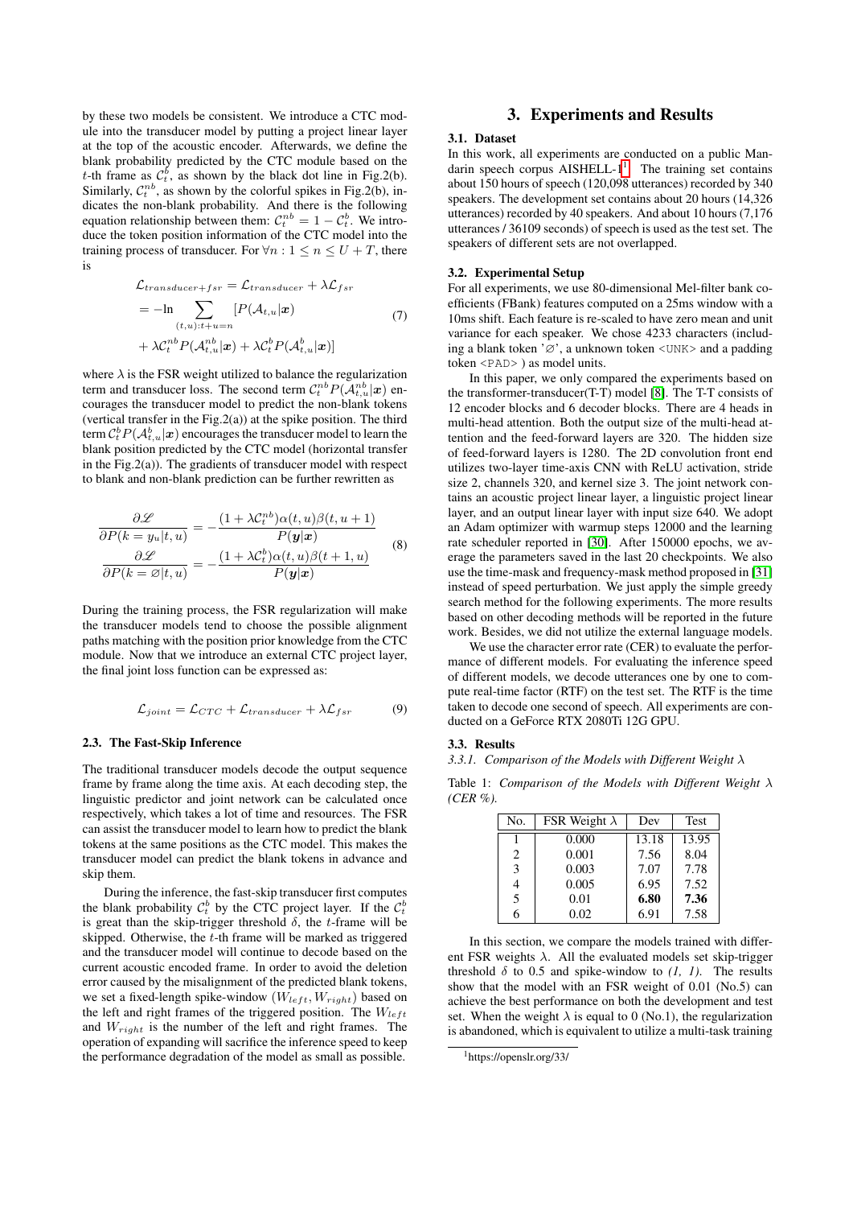by these two models be consistent. We introduce a CTC module into the transducer model by putting a project linear layer at the top of the acoustic encoder. Afterwards, we define the blank probability predicted by the CTC module based on the $t$-th frame as $\mathcal{C}_t^b$, as shown by the black dot line in Fig.2(b). Similarly, $\mathcal{C}_t^{nb}$, as shown by the colorful spikes in Fig.2(b), indicates the non-blank probability. And there is the following equation relationship between them: $\mathcal{C}_t^{nb} = 1 - \mathcal{C}_t^b$. We introduce the token position information of the CTC model into the training process of transducer. For $\forall n : 1 \leq n \leq U + T$, there is

$$
\begin{aligned}
\mathcal{L}_{transducer+fsr} &= \mathcal{L}_{transducer} + \lambda \mathcal{L}_{fsr} \\
&= -\ln \sum_{(t,u):t+u=n} [P(\mathcal{A}_{t,u}|\boldsymbol{x}) \\
&+ \lambda \mathcal{C}_t^{nb} P(\mathcal{A}_{t,u}^{nb}|\boldsymbol{x}) + \lambda \mathcal{C}_t^b P(\mathcal{A}_{t,u}^b|\boldsymbol{x})]
\end{aligned} \tag{7}
$$

where $\lambda$ is the FSR weight utilized to balance the regularization term and transducer loss. The second term $\mathcal{C}_t^{nb} P(\mathcal{A}_{t,u}^{nb}|\boldsymbol{x})$ encourages the transducer model to predict the non-blank tokens (vertical transfer in the Fig.2(a)) at the spike position. The third term $\mathcal{C}_t^b P(\mathcal{A}_{t,u}^b|\boldsymbol{x})$ encourages the transducer model to learn the blank position predicted by the CTC model (horizontal transfer in the Fig.2(a)). The gradients of transducer model with respect to blank and non-blank prediction can be further rewritten as

$$
\begin{aligned}
\frac{\partial \mathscr{L}}{\partial P(k = y_u|t, u)} &= -\frac{(1 + \lambda \mathcal{C}_t^{nb})\alpha(t, u)\beta(t, u+1)}{P(\boldsymbol{y}|\boldsymbol{x})} \\
\frac{\partial \mathscr{L}}{\partial P(k = \varnothing|t, u)} &= -\frac{(1 + \lambda \mathcal{C}_t^{b})\alpha(t, u)\beta(t+1, u)}{P(\boldsymbol{y}|\boldsymbol{x})}
\end{aligned} \tag{8}
$$

During the training process, the FSR regularization will make the transducer models tend to choose the possible alignment paths matching with the position prior knowledge from the CTC module. Now that we introduce an external CTC project layer, the final joint loss function can be expressed as:

$$
\mathcal{L}_{joint} = \mathcal{L}_{CTC} + \mathcal{L}_{transducer} + \lambda \mathcal{L}_{fsr} \tag{9}
$$

### 2.3. The Fast-Skip Inference

The traditional transducer models decode the output sequence frame by frame along the time axis. At each decoding step, the linguistic predictor and joint network can be calculated once respectively, which takes a lot of time and resources. The FSR can assist the transducer model to learn how to predict the blank tokens at the same positions as the CTC model. This makes the transducer model can predict the blank tokens in advance and skip them.

During the inference, the fast-skip transducer first computes the blank probability $\mathcal{C}_t^b$ by the CTC project layer. If the $\mathcal{C}_t^b$ is great than the skip-trigger threshold $\delta$, the $t$-frame will be skipped. Otherwise, the $t$-th frame will be marked as triggered and the transducer model will continue to decode based on the current acoustic encoded frame. In order to avoid the deletion error caused by the misalignment of the predicted blank tokens, we set a fixed-length spike-window ($W_{left}, W_{right}$) based on the left and right frames of the triggered position. The $W_{left}$ and $W_{right}$ is the number of the left and right frames. The operation of expanding will sacrifice the inference speed to keep the performance degradation of the model as small as possible.

# 3. Experiments and Results

### 3.1. Dataset

In this work, all experiments are conducted on a public Mandarin speech corpus AISHELL-1[1]. The training set contains about 150 hours of speech (120,098 utterances) recorded by 340 speakers. The development set contains about 20 hours (14,326 utterances) recorded by 40 speakers. And about 10 hours (7,176 utterances / 36109 seconds) of speech is used as the test set. The speakers of different sets are not overlapped.

### 3.2. Experimental Setup

For all experiments, we use 80-dimensional Mel-filter bank coefficients (FBank) features computed on a 25ms window with a 10ms shift. Each feature is re-scaled to have zero mean and unit variance for each speaker. We chose 4233 characters (including a blank token '∅', a unknown token <UNK> and a padding token <PAD> ) as model units.

In this paper, we only compared the experiments based on the transformer-transducer(T-T) model [8]. The T-T consists of 12 encoder blocks and 6 decoder blocks. There are 4 heads in multi-head attention. Both the output size of the multi-head attention and the feed-forward layers are 320. The hidden size of feed-forward layers is 1280. The 2D convolution front end utilizes two-layer time-axis CNN with ReLU activation, stride size 2, channels 320, and kernel size 3. The joint network contains an acoustic project linear layer, a linguistic project linear layer, and an output linear layer with input size 640. We adopt an Adam optimizer with warmup steps 12000 and the learning rate scheduler reported in [30]. After 150000 epochs, we average the parameters saved in the last 20 checkpoints. We also use the time-mask and frequency-mask method proposed in [31] instead of speed perturbation. We just apply the simple greedy search method for the following experiments. The more results based on other decoding methods will be reported in the future work. Besides, we did not utilize the external language models.

We use the character error rate (CER) to evaluate the performance of different models. For evaluating the inference speed of different models, we decode utterances one by one to compute real-time factor (RTF) on the test set. The RTF is the time taken to decode one second of speech. All experiments are conducted on a GeForce RTX 2080Ti 12G GPU.

### 3.3. Results

#### *3.3.1. Comparison of the Models with Different Weight $\lambda$*

Table 1: *Comparison of the Models with Different Weight $\lambda$ (CER %).*

| No. | FSR Weight $\lambda$ | Dev | Test |
|---|---|---|---|
| 1 | 0.000 | 13.18 | 13.95 |
| 2 | 0.001 | 7.56 | 8.04 |
| 3 | 0.003 | 7.07 | 7.78 |
| 4 | 0.005 | 6.95 | 7.52 |
| 5 | 0.01 | **6.80** | **7.36** |
| 6 | 0.02 | 6.91 | 7.58 |

In this section, we compare the models trained with different FSR weights $\lambda$. All the evaluated models set skip-trigger threshold $\delta$ to 0.5 and spike-window to *(1, 1)*. The results show that the model with an FSR weight of 0.01 (No.5) can achieve the best performance on both the development and test set. When the weight $\lambda$ is equal to 0 (No.1), the regularization is abandoned, which is equivalent to utilize a multi-task training

[1] https://openslr.org/33/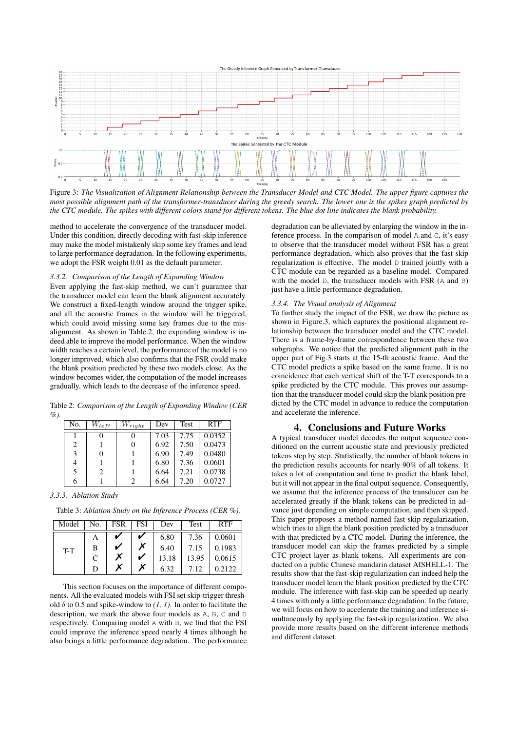Figure 3: *The Visualization of Alignment Relationship between the Transducer Model and CTC Model. The upper figure captures the most possible alignment path of the transformer-transducer during the greedy search. The lower one is the spikes graph predicted by the CTC module. The spikes with different colors stand for different tokens. The blue dot line indicates the blank probability.*

method to accelerate the convergence of the transducer model. Under this condition, directly decoding with fast-skip inference may make the model mistakenly skip some key frames and lead to large performance degradation. In the following experiments, we adopt the FSR weight 0.01 as the default parameter.

### 3.3.2. Comparison of the Length of Expanding Window

Even applying the fast-skip method, we can't guarantee that the transducer model can learn the blank alignment accurately. We construct a fixed-length window around the trigger spike, and all the acoustic frames in the window will be triggered, which could avoid missing some key frames due to the mis-alignment. As shown in Table.2, the expanding window is indeed able to improve the model performance. When the window width reaches a certain level, the performance of the model is no longer improved, which also confirms that the FSR could make the blank position predicted by these two models close. As the window becomes wider, the computation of the model increases gradually, which leads to the decrease of the inference speed.

Table 2: *Comparison of the Length of Expanding Window (CER %).*

| No. | $W_{left}$ | $W_{right}$ | Dev | Test | RTF |
|---|---|---|---|---|---|
| 1 | 0 | 0 | 7.03 | 7.75 | 0.0352 |
| 2 | 1 | 0 | 6.92 | 7.50 | 0.0473 |
| 3 | 0 | 1 | 6.90 | 7.49 | 0.0480 |
| 4 | 1 | 1 | 6.80 | 7.36 | 0.0601 |
| 5 | 2 | 1 | 6.64 | 7.21 | 0.0738 |
| 6 | 1 | 2 | 6.64 | 7.20 | 0.0727 |

### 3.3.3. Ablation Study

Table 3: *Ablation Study on the Inference Process (CER %).*

| Model | No. | FSR | FSI | Dev | Test | RTF |
|---|---|---|---|---|---|---|
| T-T | A | ✔ | ✔ | 6.80 | 7.36 | 0.0601 |
| | B | ✔ | ✗ | 6.40 | 7.15 | 0.1983 |
| | C | ✗ | ✔ | 13.18 | 13.95 | 0.0615 |
| | D | ✗ | ✗ | 6.32 | 7.12 | 0.2122 |

This section focuses on the importance of different components. All the evaluated models with FSI set skip-trigger threshold $\delta$ to 0.5 and spike-window to *(1, 1)*. In order to facilitate the description, we mark the above four models as A, B, C and D respectively. Comparing model A with B, we find that the FSI could improve the inference speed nearly 4 times although he also brings a little performance degradation. The performance degradation can be alleviated by enlarging the window in the inference process. In the comparison of model A and C, it's easy to observe that the transducer model without FSR has a great performance degradation, which also proves that the fast-skip regularization is effective. The model D trained jointly with a CTC module can be regarded as a baseline model. Compared with the model D, the transducer models with FSR (A and B) just have a little performance degradation.

### 3.3.4. The Visual analysis of Alignment

To further study the impact of the FSR, we draw the picture as shown in Figure.3, which captures the positional alignment relationship between the transducer model and the CTC model. There is a frame-by-frame correspondence between these two subgraphs. We notice that the predicted alignment path in the upper part of Fig.3 starts at the 15-th acoustic frame. And the CTC model predicts a spike based on the same frame. It is no coincidence that each vertical shift of the T-T corresponds to a spike predicted by the CTC module. This proves our assumption that the transducer model could skip the blank position predicted by the CTC model in advance to reduce the computation and accelerate the inference.

## 4. Conclusions and Future Works

A typical transducer model decodes the output sequence conditioned on the current acoustic state and previously predicted tokens step by step. Statistically, the number of blank tokens in the prediction results accounts for nearly 90% of all tokens. It takes a lot of computation and time to predict the blank label, but it will not appear in the final output sequence. Consequently, we assume that the inference process of the transducer can be accelerated greatly if the blank tokens can be predicted in advance just depending on simple computation, and then skipped. This paper proposes a method named fast-skip regularization, which tries to align the blank position predicted by a transducer with that predicted by a CTC model. During the inference, the transducer model can skip the frames predicted by a simple CTC project layer as blank tokens. All experiments are conducted on a public Chinese mandarin dataset AISHELL-1. The results show that the fast-skip regularization can indeed help the transducer model learn the blank position predicted by the CTC module. The inference with fast-skip can be speeded up nearly 4 times with only a little performance degradation. In the future, we will focus on how to accelerate the training and inference simultaneously by applying the fast-skip regularization. We also provide more results based on the different inference methods and different dataset.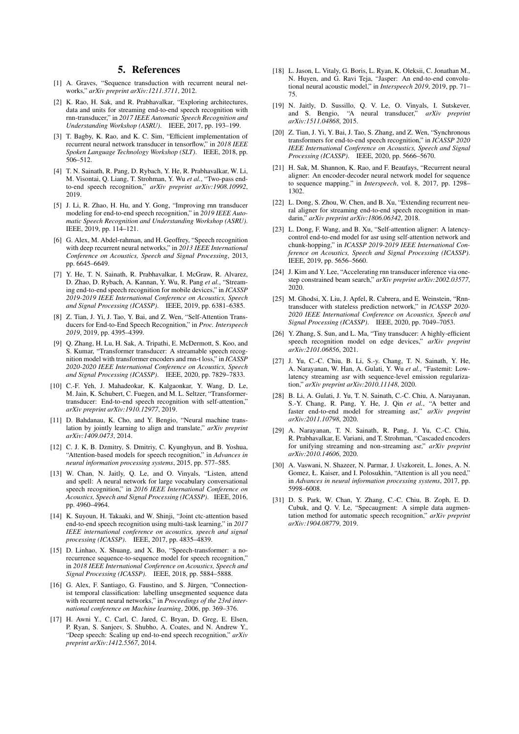## 5. References

[1] A. Graves, "Sequence transduction with recurrent neural networks," *arXiv preprint arXiv:1211.3711*, 2012.

[2] K. Rao, H. Sak, and R. Prabhavalkar, "Exploring architectures, data and units for streaming end-to-end speech recognition with rnn-transducer," in *2017 IEEE Automatic Speech Recognition and Understanding Workshop (ASRU)*. IEEE, 2017, pp. 193–199.

[3] T. Bagby, K. Rao, and K. C. Sim, "Efficient implementation of recurrent neural network transducer in tensorflow," in *2018 IEEE Spoken Language Technology Workshop (SLT)*. IEEE, 2018, pp. 506–512.

[4] T. N. Sainath, R. Pang, D. Rybach, Y. He, R. Prabhavalkar, W. Li, M. Visontai, Q. Liang, T. Strohman, Y. Wu *et al.*, "Two-pass end-to-end speech recognition," *arXiv preprint arXiv:1908.10992*, 2019.

[5] J. Li, R. Zhao, H. Hu, and Y. Gong, "Improving rnn transducer modeling for end-to-end speech recognition," in *2019 IEEE Automatic Speech Recognition and Understanding Workshop (ASRU)*. IEEE, 2019, pp. 114–121.

[6] G. Alex, M. Abdel-rahman, and H. Geoffrey, "Speech recognition with deep recurrent neural networks," in *2013 IEEE International Conference on Acoustics, Speech and Signal Processing*, 2013, pp. 6645–6649.

[7] Y. He, T. N. Sainath, R. Prabhavalkar, I. McGraw, R. Alvarez, D. Zhao, D. Rybach, A. Kannan, Y. Wu, R. Pang *et al.*, "Streaming end-to-end speech recognition for mobile devices," in *ICASSP 2019-2019 IEEE International Conference on Acoustics, Speech and Signal Processing (ICASSP)*. IEEE, 2019, pp. 6381–6385.

[8] Z. Tian, J. Yi, J. Tao, Y. Bai, and Z. Wen, "Self-Attention Transducers for End-to-End Speech Recognition," in *Proc. Interspeech 2019*, 2019, pp. 4395–4399.

[9] Q. Zhang, H. Lu, H. Sak, A. Tripathi, E. McDermott, S. Koo, and S. Kumar, "Transformer transducer: A streamable speech recognition model with transformer encoders and rnn-t loss," in *ICASSP 2020-2020 IEEE International Conference on Acoustics, Speech and Signal Processing (ICASSP)*. IEEE, 2020, pp. 7829–7833.

[10] C.-F. Yeh, J. Mahadeokar, K. Kalgaonkar, Y. Wang, D. Le, M. Jain, K. Schubert, C. Fuegen, and M. L. Seltzer, "Transformer-transducer: End-to-end speech recognition with self-attention," *arXiv preprint arXiv:1910.12977*, 2019.

[11] D. Bahdanau, K. Cho, and Y. Bengio, "Neural machine translation by jointly learning to align and translate," *arXiv preprint arXiv:1409.0473*, 2014.

[12] C. J. K, B. Dzmitry, S. Dmitriy, C. Kyunghyun, and B. Yoshua, "Attention-based models for speech recognition," in *Advances in neural information processing systems*, 2015, pp. 577–585.

[13] W. Chan, N. Jaitly, Q. Le, and O. Vinyals, "Listen, attend and spell: A neural network for large vocabulary conversational speech recognition," in *2016 IEEE International Conference on Acoustics, Speech and Signal Processing (ICASSP)*. IEEE, 2016, pp. 4960–4964.

[14] K. Suyoun, H. Takaaki, and W. Shinji, "Joint ctc-attention based end-to-end speech recognition using multi-task learning," in *2017 IEEE international conference on acoustics, speech and signal processing (ICASSP)*. IEEE, 2017, pp. 4835–4839.

[15] D. Linhao, X. Shuang, and X. Bo, "Speech-transformer: a no-recurrence sequence-to-sequence model for speech recognition," in *2018 IEEE International Conference on Acoustics, Speech and Signal Processing (ICASSP)*. IEEE, 2018, pp. 5884–5888.

[16] G. Alex, F. Santiago, G. Faustino, and S. Jürgen, "Connectionist temporal classification: labelling unsegmented sequence data with recurrent neural networks," in *Proceedings of the 23rd international conference on Machine learning*, 2006, pp. 369–376.

[17] H. Awni Y., C. Carl, C. Jared, C. Bryan, D. Greg, E. Elsen, P. Ryan, S. Sanjeev, S. Shubho, A. Coates, and N. Andrew Y., "Deep speech: Scaling up end-to-end speech recognition," *arXiv preprint arXiv:1412.5567*, 2014.

[18] L. Jason, L. Vitaly, G. Boris, L. Ryan, K. Oleksii, C. Jonathan M., N. Huyen, and G. Ravi Teja, "Jasper: An end-to-end convolutional neural acoustic model," in *Interspeech 2019*, 2019, pp. 71–75.

[19] N. Jaitly, D. Sussillo, Q. V. Le, O. Vinyals, I. Sutskever, and S. Bengio, "A neural transducer," *arXiv preprint arXiv:1511.04868*, 2015.

[20] Z. Tian, J. Yi, Y. Bai, J. Tao, S. Zhang, and Z. Wen, "Synchronous transformers for end-to-end speech recognition," in *ICASSP 2020 IEEE International Conference on Acoustics, Speech and Signal Processing (ICASSP)*. IEEE, 2020, pp. 5666–5670.

[21] H. Sak, M. Shannon, K. Rao, and F. Beaufays, "Recurrent neural aligner: An encoder-decoder neural network model for sequence to sequence mapping." in *Interspeech*, vol. 8, 2017, pp. 1298–1302.

[22] L. Dong, S. Zhou, W. Chen, and B. Xu, "Extending recurrent neural aligner for streaming end-to-end speech recognition in mandarin," *arXiv preprint arXiv:1806.06342*, 2018.

[23] L. Dong, F. Wang, and B. Xu, "Self-attention aligner: A latency-control end-to-end model for asr using self-attention network and chunk-hopping," in *ICASSP 2019-2019 IEEE International Conference on Acoustics, Speech and Signal Processing (ICASSP)*. IEEE, 2019, pp. 5656–5660.

[24] J. Kim and Y. Lee, "Accelerating rnn transducer inference via one-step constrained beam search," *arXiv preprint arXiv:2002.03577*, 2020.

[25] M. Ghodsi, X. Liu, J. Apfel, R. Cabrera, and E. Weinstein, "Rnn-transducer with stateless prediction network," in *ICASSP 2020-2020 IEEE International Conference on Acoustics, Speech and Signal Processing (ICASSP)*. IEEE, 2020, pp. 7049–7053.

[26] Y. Zhang, S. Sun, and L. Ma, "Tiny transducer: A highly-efficient speech recognition model on edge devices," *arXiv preprint arXiv:2101.06856*, 2021.

[27] J. Yu, C.-C. Chiu, B. Li, S.-y. Chang, T. N. Sainath, Y. He, A. Narayanan, W. Han, A. Gulati, Y. Wu *et al.*, "Fastemit: Low-latency streaming asr with sequence-level emission regularization," *arXiv preprint arXiv:2010.11148*, 2020.

[28] B. Li, A. Gulati, J. Yu, T. N. Sainath, C.-C. Chiu, A. Narayanan, S.-Y. Chang, R. Pang, Y. He, J. Qin *et al.*, "A better and faster end-to-end model for streaming asr," *arXiv preprint arXiv:2011.10798*, 2020.

[29] A. Narayanan, T. N. Sainath, R. Pang, J. Yu, C.-C. Chiu, R. Prabhavalkar, E. Variani, and T. Strohman, "Cascaded encoders for unifying streaming and non-streaming asr," *arXiv preprint arXiv:2010.14606*, 2020.

[30] A. Vaswani, N. Shazeer, N. Parmar, J. Uszkoreit, L. Jones, A. N. Gomez, Ł. Kaiser, and I. Polosukhin, "Attention is all you need," in *Advances in neural information processing systems*, 2017, pp. 5998–6008.

[31] D. S. Park, W. Chan, Y. Zhang, C.-C. Chiu, B. Zoph, E. D. Cubuk, and Q. V. Le, "Specaugment: A simple data augmentation method for automatic speech recognition," *arXiv preprint arXiv:1904.08779*, 2019.